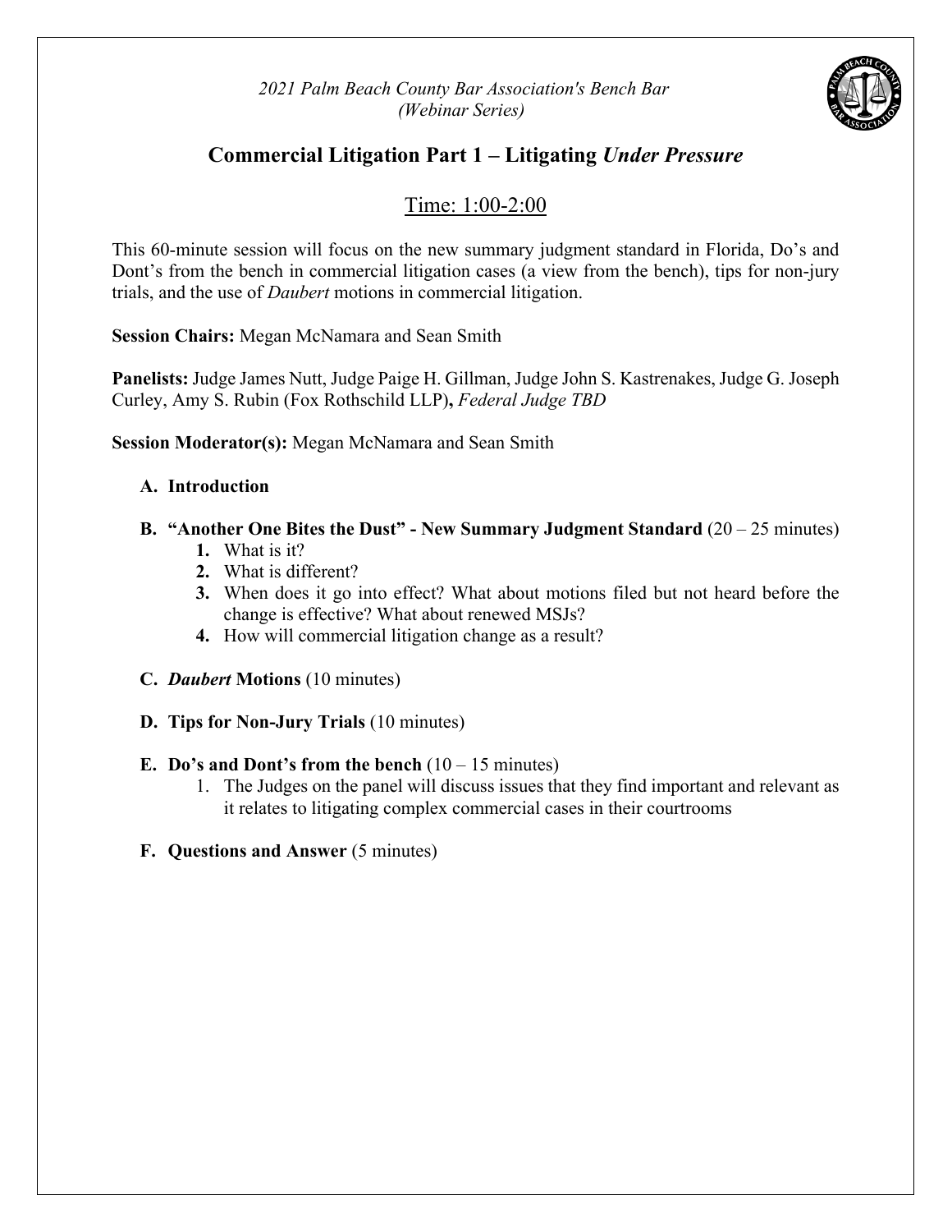*2021 Palm Beach County Bar Association's Bench Bar*
*(Webinar Series)*

## Commercial Litigation Part 1 – Litigating *Under Pressure*

Time: 1:00-2:00

This 60-minute session will focus on the new summary judgment standard in Florida, Do's and Dont's from the bench in commercial litigation cases (a view from the bench), tips for non-jury trials, and the use of *Daubert* motions in commercial litigation.

**Session Chairs:** Megan McNamara and Sean Smith

**Panelists:** Judge James Nutt, Judge Paige H. Gillman, Judge John S. Kastrenakes, Judge G. Joseph Curley, Amy S. Rubin (Fox Rothschild LLP)**,** *Federal Judge TBD*

**Session Moderator(s):** Megan McNamara and Sean Smith

**A. Introduction**

**B. "Another One Bites the Dust" - New Summary Judgment Standard** (20 – 25 minutes)

1. What is it?
2. What is different?
3. When does it go into effect? What about motions filed but not heard before the change is effective? What about renewed MSJs?
4. How will commercial litigation change as a result?

**C. *Daubert* Motions** (10 minutes)

**D. Tips for Non-Jury Trials** (10 minutes)

**E. Do's and Dont's from the bench** (10 – 15 minutes)

1. The Judges on the panel will discuss issues that they find important and relevant as it relates to litigating complex commercial cases in their courtrooms

**F. Questions and Answer** (5 minutes)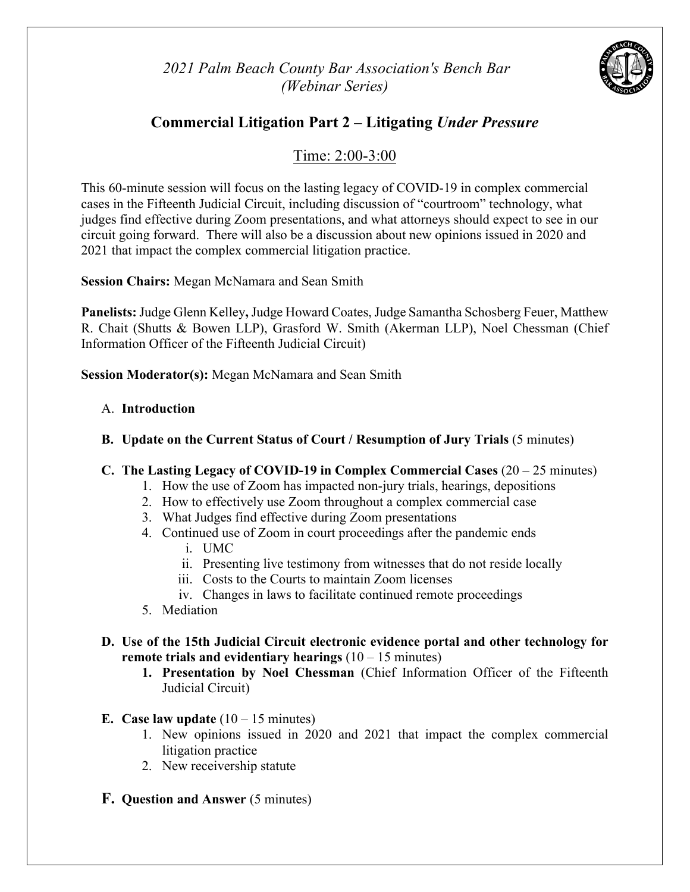*2021 Palm Beach County Bar Association's Bench Bar (Webinar Series)*

## Commercial Litigation Part 2 – Litigating *Under Pressure*

Time: 2:00-3:00

This 60-minute session will focus on the lasting legacy of COVID-19 in complex commercial cases in the Fifteenth Judicial Circuit, including discussion of "courtroom" technology, what judges find effective during Zoom presentations, and what attorneys should expect to see in our circuit going forward. There will also be a discussion about new opinions issued in 2020 and 2021 that impact the complex commercial litigation practice.

**Session Chairs:** Megan McNamara and Sean Smith

**Panelists:** Judge Glenn Kelley**,** Judge Howard Coates, Judge Samantha Schosberg Feuer, Matthew R. Chait (Shutts & Bowen LLP), Grasford W. Smith (Akerman LLP), Noel Chessman (Chief Information Officer of the Fifteenth Judicial Circuit)

**Session Moderator(s):** Megan McNamara and Sean Smith

A. **Introduction**

B. **Update on the Current Status of Court / Resumption of Jury Trials** (5 minutes)

C. **The Lasting Legacy of COVID-19 in Complex Commercial Cases** (20 – 25 minutes)
   1. How the use of Zoom has impacted non-jury trials, hearings, depositions
   2. How to effectively use Zoom throughout a complex commercial case
   3. What Judges find effective during Zoom presentations
   4. Continued use of Zoom in court proceedings after the pandemic ends
      - i. UMC
      - ii. Presenting live testimony from witnesses that do not reside locally
      - iii. Costs to the Courts to maintain Zoom licenses
      - iv. Changes in laws to facilitate continued remote proceedings
   5. Mediation

D. **Use of the 15th Judicial Circuit electronic evidence portal and other technology for remote trials and evidentiary hearings** (10 – 15 minutes)
   1. **Presentation by Noel Chessman** (Chief Information Officer of the Fifteenth Judicial Circuit)

E. **Case law update** (10 – 15 minutes)
   1. New opinions issued in 2020 and 2021 that impact the complex commercial litigation practice
   2. New receivership statute

F. **Question and Answer** (5 minutes)